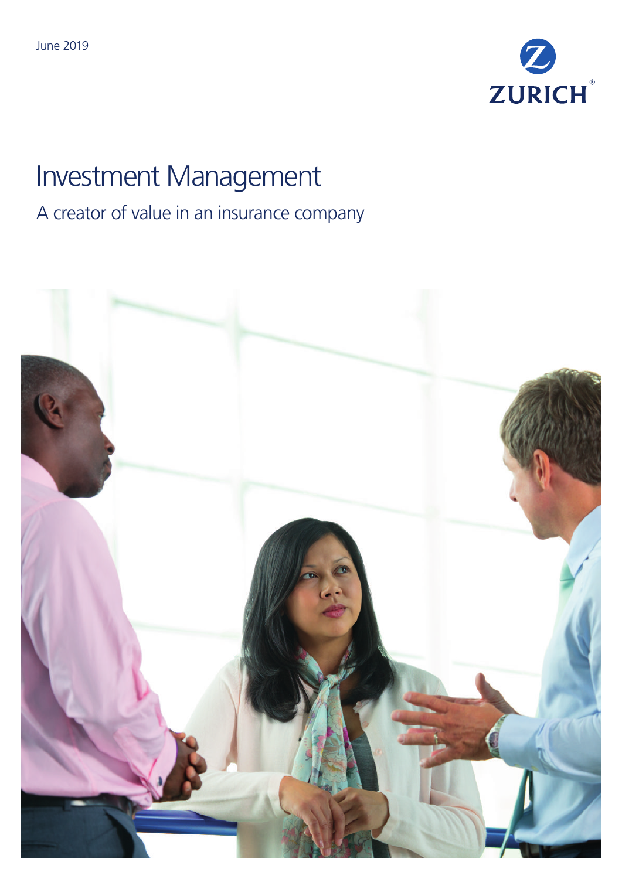June 2019

ZURICH

# Investment Management

## A creator of value in an insurance company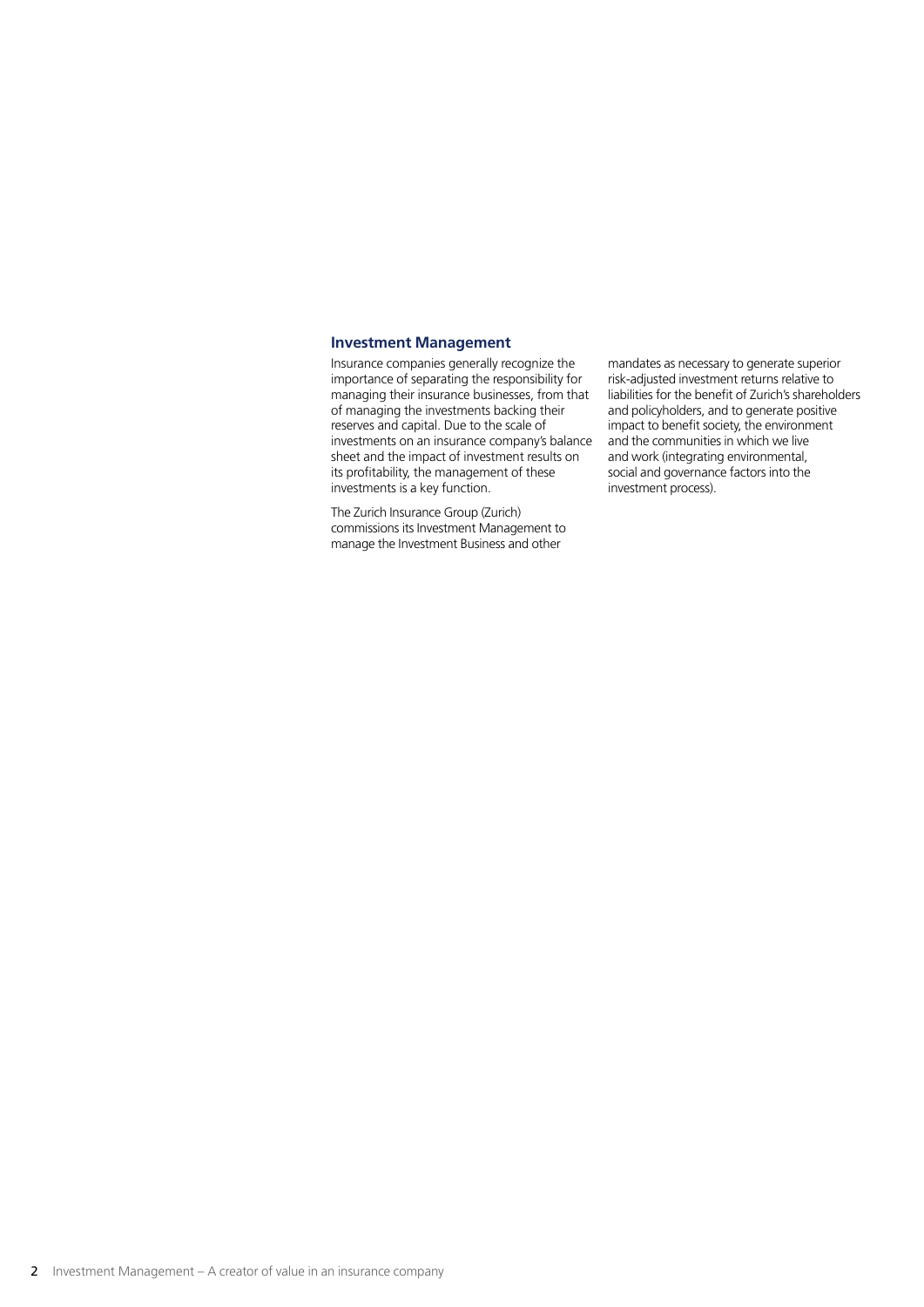## Investment Management

Insurance companies generally recognize the importance of separating the responsibility for managing their insurance businesses, from that of managing the investments backing their reserves and capital. Due to the scale of investments on an insurance company's balance sheet and the impact of investment results on its profitability, the management of these investments is a key function.

The Zurich Insurance Group (Zurich) commissions its Investment Management to manage the Investment Business and other mandates as necessary to generate superior risk-adjusted investment returns relative to liabilities for the benefit of Zurich's shareholders and policyholders, and to generate positive impact to benefit society, the environment and the communities in which we live and work (integrating environmental, social and governance factors into the investment process).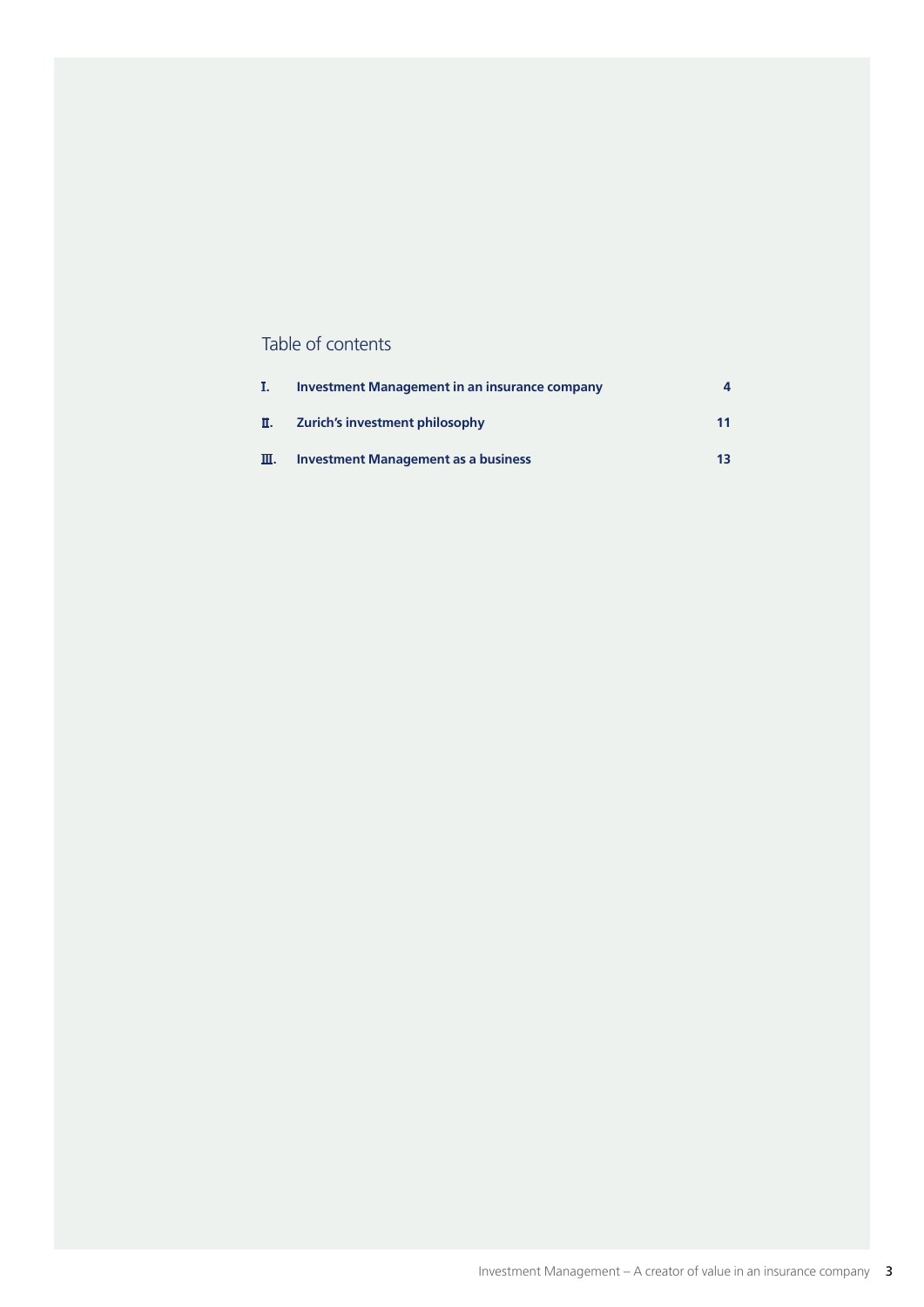## Table of contents

| | | |
|---|---|---|
| I. | **Investment Management in an insurance company** | **4** |
| II. | **Zurich's investment philosophy** | **11** |
| III. | **Investment Management as a business** | **13** |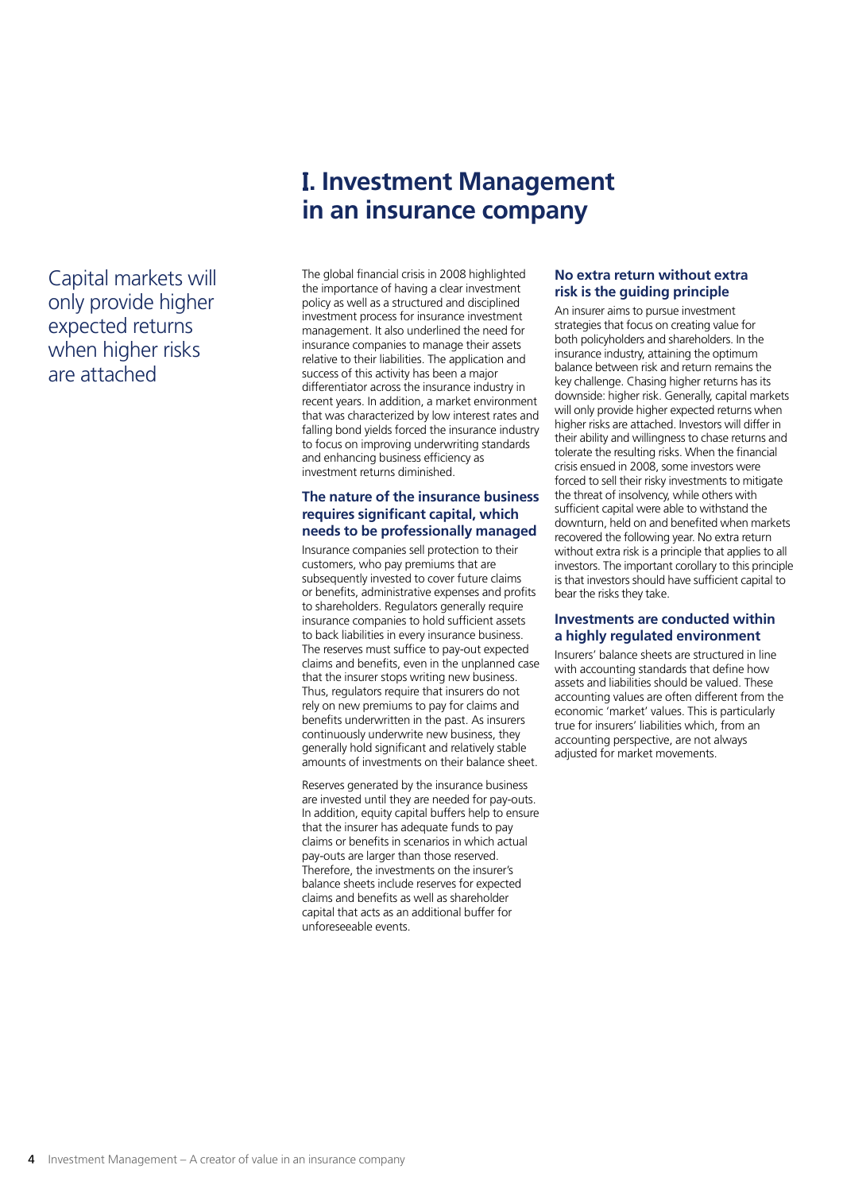# I. Investment Management in an insurance company

Capital markets will only provide higher expected returns when higher risks are attached

The global financial crisis in 2008 highlighted the importance of having a clear investment policy as well as a structured and disciplined investment process for insurance investment management. It also underlined the need for insurance companies to manage their assets relative to their liabilities. The application and success of this activity has been a major differentiator across the insurance industry in recent years. In addition, a market environment that was characterized by low interest rates and falling bond yields forced the insurance industry to focus on improving underwriting standards and enhancing business efficiency as investment returns diminished.

### The nature of the insurance business requires significant capital, which needs to be professionally managed

Insurance companies sell protection to their customers, who pay premiums that are subsequently invested to cover future claims or benefits, administrative expenses and profits to shareholders. Regulators generally require insurance companies to hold sufficient assets to back liabilities in every insurance business. The reserves must suffice to pay-out expected claims and benefits, even in the unplanned case that the insurer stops writing new business. Thus, regulators require that insurers do not rely on new premiums to pay for claims and benefits underwritten in the past. As insurers continuously underwrite new business, they generally hold significant and relatively stable amounts of investments on their balance sheet.

Reserves generated by the insurance business are invested until they are needed for pay-outs. In addition, equity capital buffers help to ensure that the insurer has adequate funds to pay claims or benefits in scenarios in which actual pay-outs are larger than those reserved. Therefore, the investments on the insurer's balance sheets include reserves for expected claims and benefits as well as shareholder capital that acts as an additional buffer for unforeseeable events.

### No extra return without extra risk is the guiding principle

An insurer aims to pursue investment strategies that focus on creating value for both policyholders and shareholders. In the insurance industry, attaining the optimum balance between risk and return remains the key challenge. Chasing higher returns has its downside: higher risk. Generally, capital markets will only provide higher expected returns when higher risks are attached. Investors will differ in their ability and willingness to chase returns and tolerate the resulting risks. When the financial crisis ensued in 2008, some investors were forced to sell their risky investments to mitigate the threat of insolvency, while others with sufficient capital were able to withstand the downturn, held on and benefited when markets recovered the following year. No extra return without extra risk is a principle that applies to all investors. The important corollary to this principle is that investors should have sufficient capital to bear the risks they take.

### Investments are conducted within a highly regulated environment

Insurers' balance sheets are structured in line with accounting standards that define how assets and liabilities should be valued. These accounting values are often different from the economic 'market' values. This is particularly true for insurers' liabilities which, from an accounting perspective, are not always adjusted for market movements.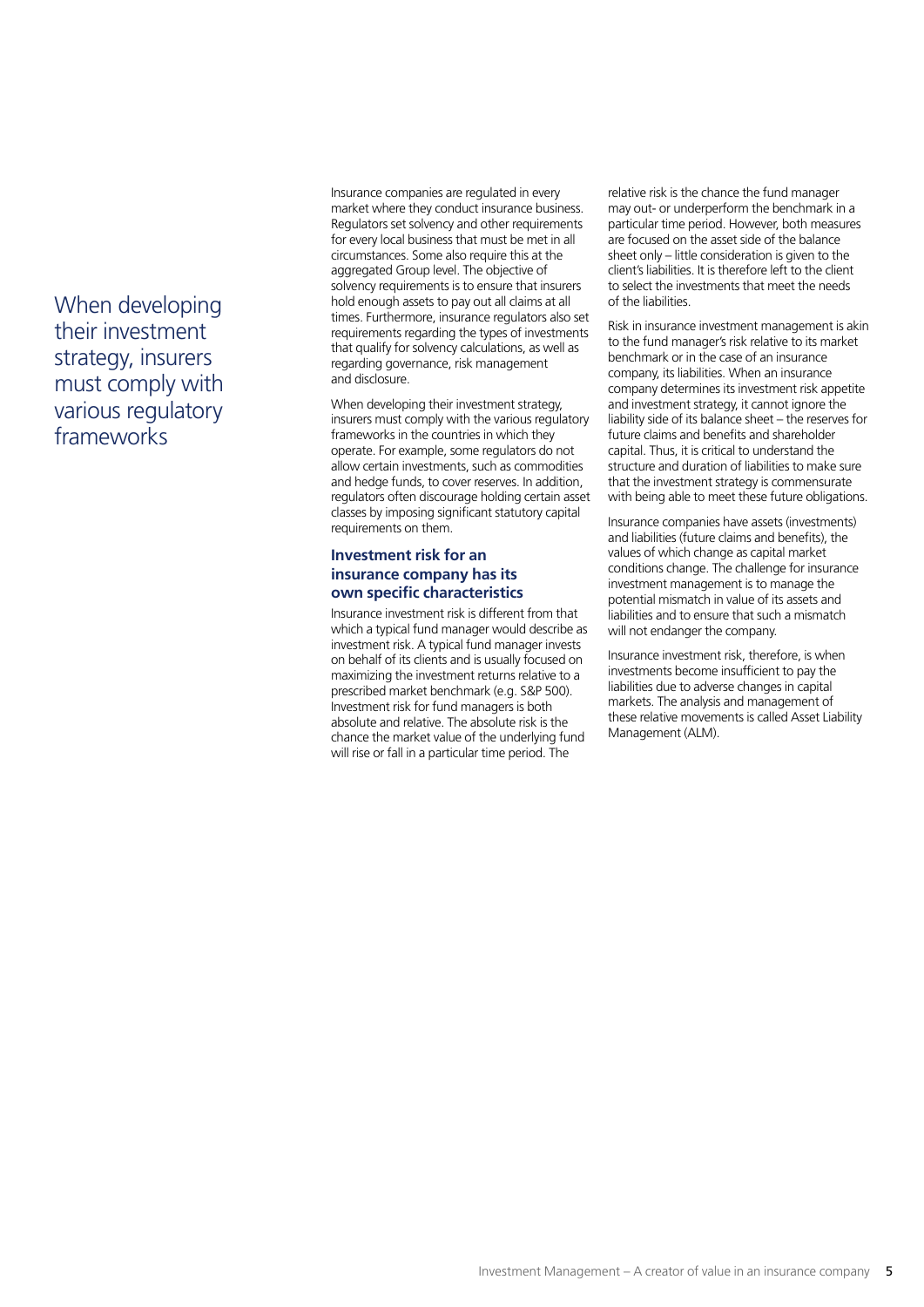> When developing their investment strategy, insurers must comply with various regulatory frameworks

Insurance companies are regulated in every market where they conduct insurance business. Regulators set solvency and other requirements for every local business that must be met in all circumstances. Some also require this at the aggregated Group level. The objective of solvency requirements is to ensure that insurers hold enough assets to pay out all claims at all times. Furthermore, insurance regulators also set requirements regarding the types of investments that qualify for solvency calculations, as well as regarding governance, risk management and disclosure.

When developing their investment strategy, insurers must comply with the various regulatory frameworks in the countries in which they operate. For example, some regulators do not allow certain investments, such as commodities and hedge funds, to cover reserves. In addition, regulators often discourage holding certain asset classes by imposing significant statutory capital requirements on them.

### Investment risk for an insurance company has its own specific characteristics

Insurance investment risk is different from that which a typical fund manager would describe as investment risk. A typical fund manager invests on behalf of its clients and is usually focused on maximizing the investment returns relative to a prescribed market benchmark (e.g. S&P 500). Investment risk for fund managers is both absolute and relative. The absolute risk is the chance the market value of the underlying fund will rise or fall in a particular time period. The relative risk is the chance the fund manager may out- or underperform the benchmark in a particular time period. However, both measures are focused on the asset side of the balance sheet only – little consideration is given to the client's liabilities. It is therefore left to the client to select the investments that meet the needs of the liabilities.

Risk in insurance investment management is akin to the fund manager's risk relative to its market benchmark or in the case of an insurance company, its liabilities. When an insurance company determines its investment risk appetite and investment strategy, it cannot ignore the liability side of its balance sheet – the reserves for future claims and benefits and shareholder capital. Thus, it is critical to understand the structure and duration of liabilities to make sure that the investment strategy is commensurate with being able to meet these future obligations.

Insurance companies have assets (investments) and liabilities (future claims and benefits), the values of which change as capital market conditions change. The challenge for insurance investment management is to manage the potential mismatch in value of its assets and liabilities and to ensure that such a mismatch will not endanger the company.

Insurance investment risk, therefore, is when investments become insufficient to pay the liabilities due to adverse changes in capital markets. The analysis and management of these relative movements is called Asset Liability Management (ALM).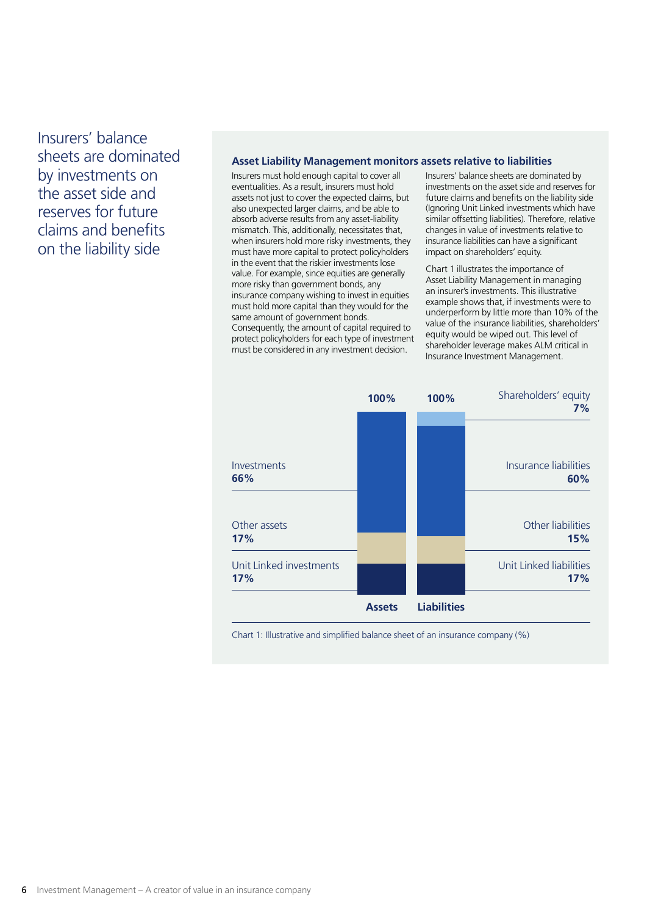Insurers' balance sheets are dominated by investments on the asset side and reserves for future claims and benefits on the liability side

### Asset Liability Management monitors assets relative to liabilities

Insurers must hold enough capital to cover all eventualities. As a result, insurers must hold assets not just to cover the expected claims, but also unexpected larger claims, and be able to absorb adverse results from any asset-liability mismatch. This, additionally, necessitates that, when insurers hold more risky investments, they must have more capital to protect policyholders in the event that the riskier investments lose value. For example, since equities are generally more risky than government bonds, any insurance company wishing to invest in equities must hold more capital than they would for the same amount of government bonds. Consequently, the amount of capital required to protect policyholders for each type of investment must be considered in any investment decision.

Insurers' balance sheets are dominated by investments on the asset side and reserves for future claims and benefits on the liability side (Ignoring Unit Linked investments which have similar offsetting liabilities). Therefore, relative changes in value of investments relative to insurance liabilities can have a significant impact on shareholders' equity.

Chart 1 illustrates the importance of Asset Liability Management in managing an insurer's investments. This illustrative example shows that, if investments were to underperform by little more than 10% of the value of the insurance liabilities, shareholders' equity would be wiped out. This level of shareholder leverage makes ALM critical in Insurance Investment Management.

| Assets (100%) | % | Liabilities (100%) | % |
|---|---|---|---|
| | | Shareholders' equity | 7% |
| Investments | 66% | Insurance liabilities | 60% |
| Other assets | 17% | Other liabilities | 15% |
| Unit Linked investments | 17% | Unit Linked liabilities | 17% |

Chart 1: Illustrative and simplified balance sheet of an insurance company (%)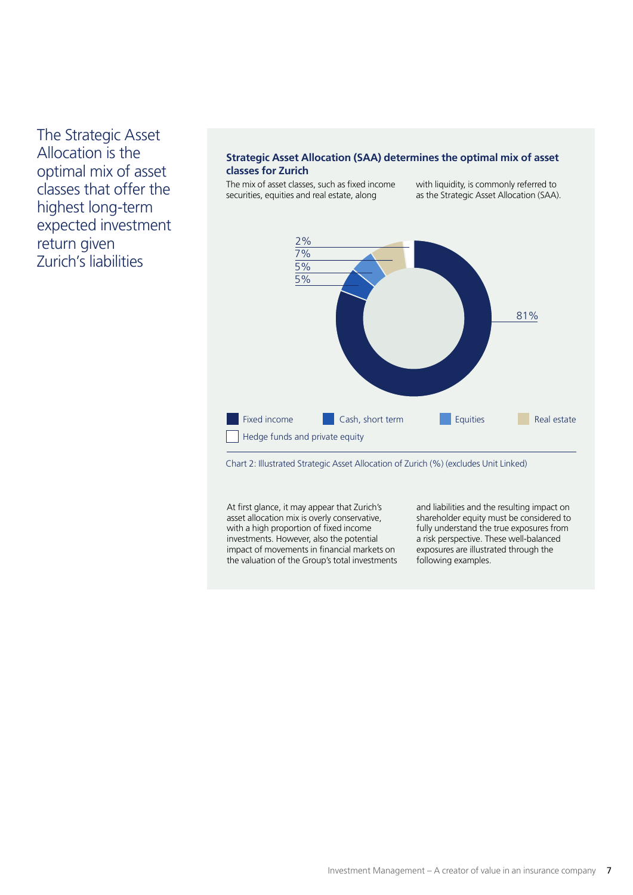The Strategic Asset Allocation is the optimal mix of asset classes that offer the highest long-term expected investment return given Zurich's liabilities

### Strategic Asset Allocation (SAA) determines the optimal mix of asset classes for Zurich

The mix of asset classes, such as fixed income securities, equities and real estate, along with liquidity, is commonly referred to as the Strategic Asset Allocation (SAA).

| Asset class | % |
| --- | --- |
| Fixed income | 81% |
| Cash, short term | 5% |
| Equities | 5% |
| Real estate | 7% |
| Hedge funds and private equity | 2% |

Chart 2: Illustrated Strategic Asset Allocation of Zurich (%) (excludes Unit Linked)

At first glance, it may appear that Zurich's asset allocation mix is overly conservative, with a high proportion of fixed income investments. However, also the potential impact of movements in financial markets on the valuation of the Group's total investments and liabilities and the resulting impact on shareholder equity must be considered to fully understand the true exposures from a risk perspective. These well-balanced exposures are illustrated through the following examples.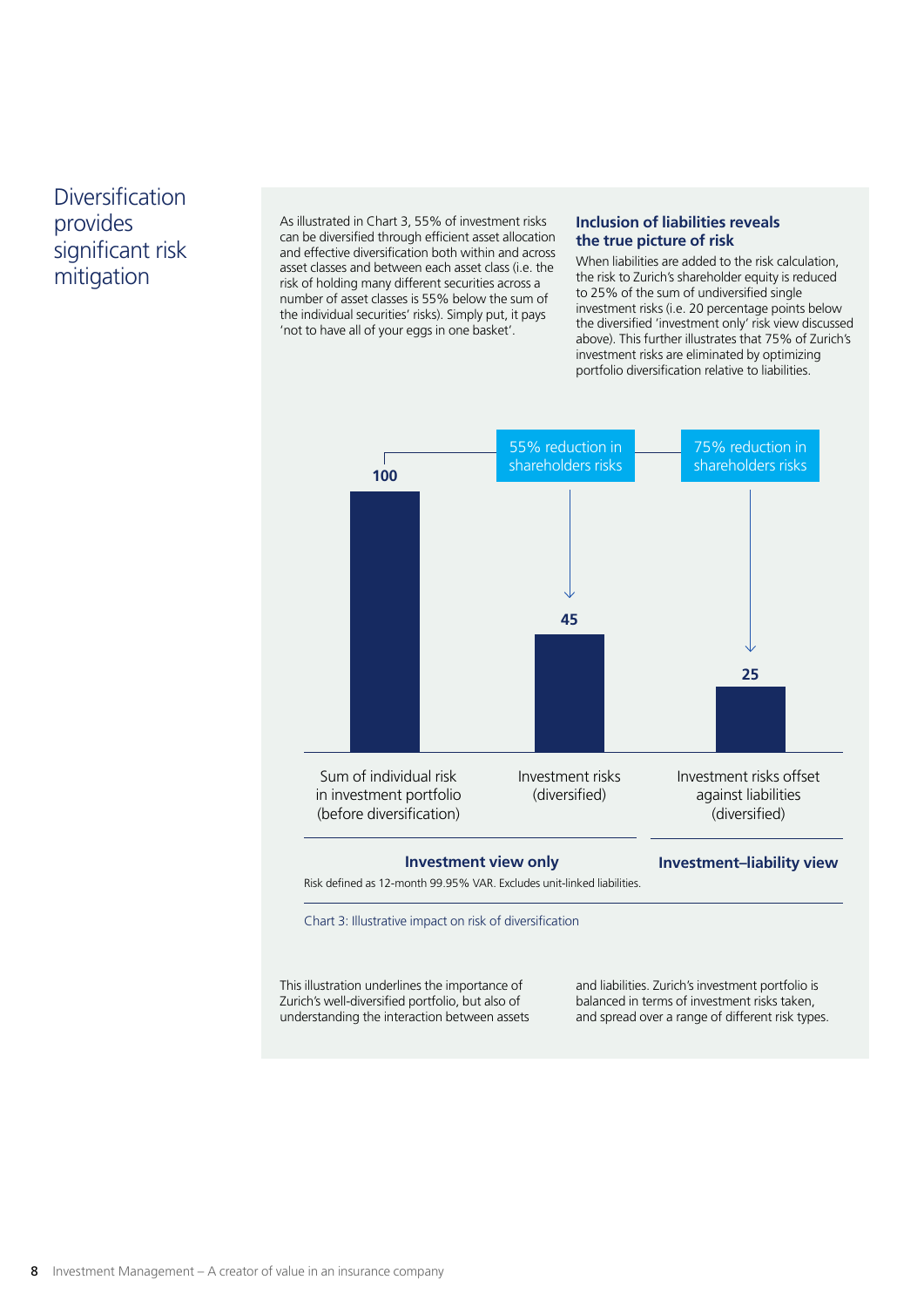## Diversification provides significant risk mitigation

As illustrated in Chart 3, 55% of investment risks can be diversified through efficient asset allocation and effective diversification both within and across asset classes and between each asset class (i.e. the risk of holding many different securities across a number of asset classes is 55% below the sum of the individual securities' risks). Simply put, it pays 'not to have all of your eggs in one basket'.

### Inclusion of liabilities reveals the true picture of risk

When liabilities are added to the risk calculation, the risk to Zurich's shareholder equity is reduced to 25% of the sum of undiversified single investment risks (i.e. 20 percentage points below the diversified 'investment only' risk view discussed above). This further illustrates that 75% of Zurich's investment risks are eliminated by optimizing portfolio diversification relative to liabilities.

| | Sum of individual risk in investment portfolio (before diversification) | Investment risks (diversified) | Investment risks offset against liabilities (diversified) |
|---|---|---|---|
| Value | 100 | 45 | 25 |
| Reduction | | 55% reduction in shareholders risks | 75% reduction in shareholders risks |
| View | Investment view only | Investment view only | Investment–liability view |

Risk defined as 12-month 99.95% VAR. Excludes unit-linked liabilities.

Chart 3: Illustrative impact on risk of diversification

This illustration underlines the importance of Zurich's well-diversified portfolio, but also of understanding the interaction between assets and liabilities. Zurich's investment portfolio is balanced in terms of investment risks taken, and spread over a range of different risk types.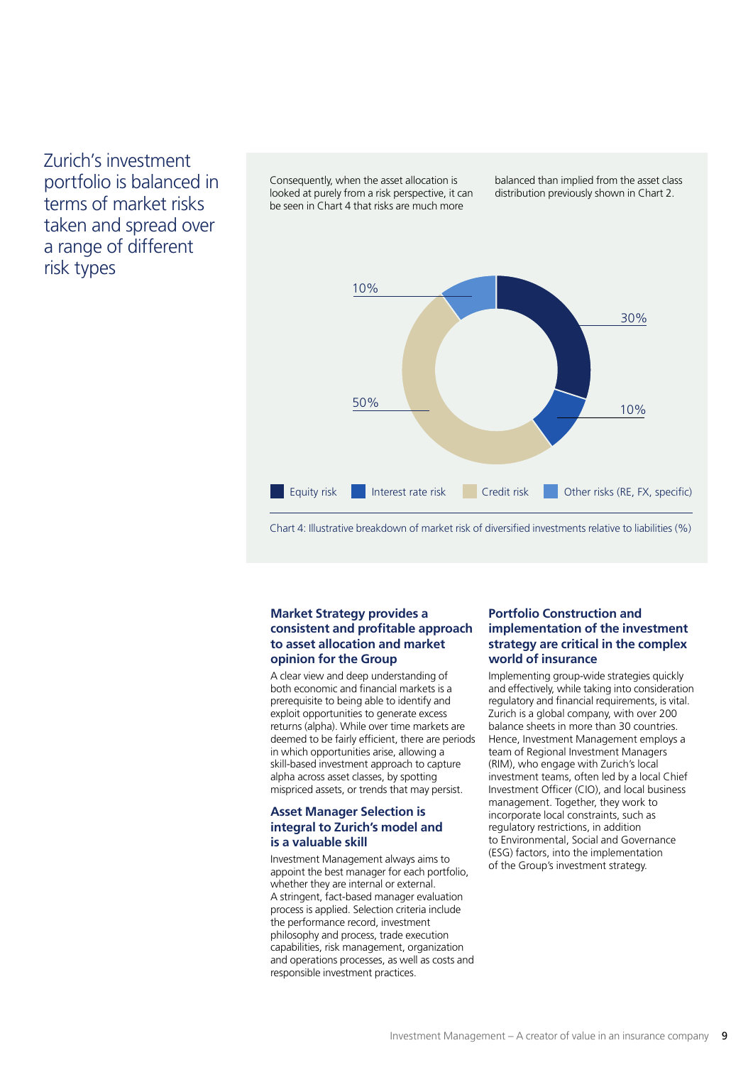Zurich's investment portfolio is balanced in terms of market risks taken and spread over a range of different risk types

Consequently, when the asset allocation is looked at purely from a risk perspective, it can be seen in Chart 4 that risks are much more balanced than implied from the asset class distribution previously shown in Chart 2.

| Risk type | % |
| --- | --- |
| Equity risk | 30% |
| Interest rate risk | 10% |
| Credit risk | 50% |
| Other risks (RE, FX, specific) | 10% |

Chart 4: Illustrative breakdown of market risk of diversified investments relative to liabilities (%)

### Market Strategy provides a consistent and profitable approach to asset allocation and market opinion for the Group

A clear view and deep understanding of both economic and financial markets is a prerequisite to being able to identify and exploit opportunities to generate excess returns (alpha). While over time markets are deemed to be fairly efficient, there are periods in which opportunities arise, allowing a skill-based investment approach to capture alpha across asset classes, by spotting mispriced assets, or trends that may persist.

### Asset Manager Selection is integral to Zurich's model and is a valuable skill

Investment Management always aims to appoint the best manager for each portfolio, whether they are internal or external. A stringent, fact-based manager evaluation process is applied. Selection criteria include the performance record, investment philosophy and process, trade execution capabilities, risk management, organization and operations processes, as well as costs and responsible investment practices.

### Portfolio Construction and implementation of the investment strategy are critical in the complex world of insurance

Implementing group-wide strategies quickly and effectively, while taking into consideration regulatory and financial requirements, is vital. Zurich is a global company, with over 200 balance sheets in more than 30 countries. Hence, Investment Management employs a team of Regional Investment Managers (RIM), who engage with Zurich's local investment teams, often led by a local Chief Investment Officer (CIO), and local business management. Together, they work to incorporate local constraints, such as regulatory restrictions, in addition to Environmental, Social and Governance (ESG) factors, into the implementation of the Group's investment strategy.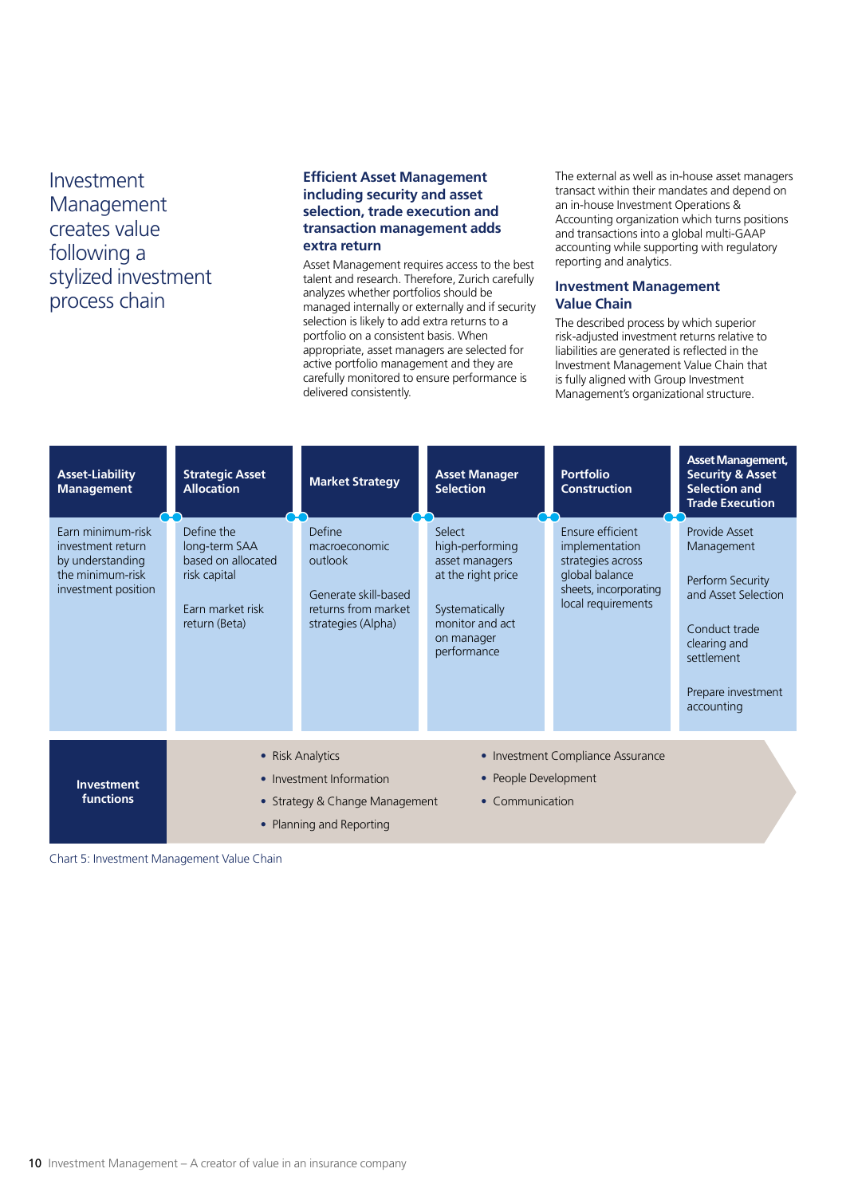# Investment Management creates value following a stylized investment process chain

### Efficient Asset Management including security and asset selection, trade execution and transaction management adds extra return

Asset Management requires access to the best talent and research. Therefore, Zurich carefully analyzes whether portfolios should be managed internally or externally and if security selection is likely to add extra returns to a portfolio on a consistent basis. When appropriate, asset managers are selected for active portfolio management and they are carefully monitored to ensure performance is delivered consistently.

The external as well as in-house asset managers transact within their mandates and depend on an in-house Investment Operations & Accounting organization which turns positions and transactions into a global multi-GAAP accounting while supporting with regulatory reporting and analytics.

### Investment Management Value Chain

The described process by which superior risk-adjusted investment returns relative to liabilities are generated is reflected in the Investment Management Value Chain that is fully aligned with Group Investment Management's organizational structure.

| Asset-Liability Management | Strategic Asset Allocation | Market Strategy | Asset Manager Selection | Portfolio Construction | Asset Management, Security & Asset Selection and Trade Execution |
|---|---|---|---|---|---|
| Earn minimum-risk investment return by understanding the minimum-risk investment position | Define the long-term SAA based on allocated risk capital<br><br>Earn market risk return (Beta) | Define macroeconomic outlook<br><br>Generate skill-based returns from market strategies (Alpha) | Select high-performing asset managers at the right price<br><br>Systematically monitor and act on manager performance | Ensure efficient implementation strategies across global balance sheets, incorporating local requirements | Provide Asset Management<br><br>Perform Security and Asset Selection<br><br>Conduct trade clearing and settlement<br><br>Prepare investment accounting |

**Investment functions**

- Risk Analytics
- Investment Information
- Strategy & Change Management
- Planning and Reporting
- Investment Compliance Assurance
- People Development
- Communication

Chart 5: Investment Management Value Chain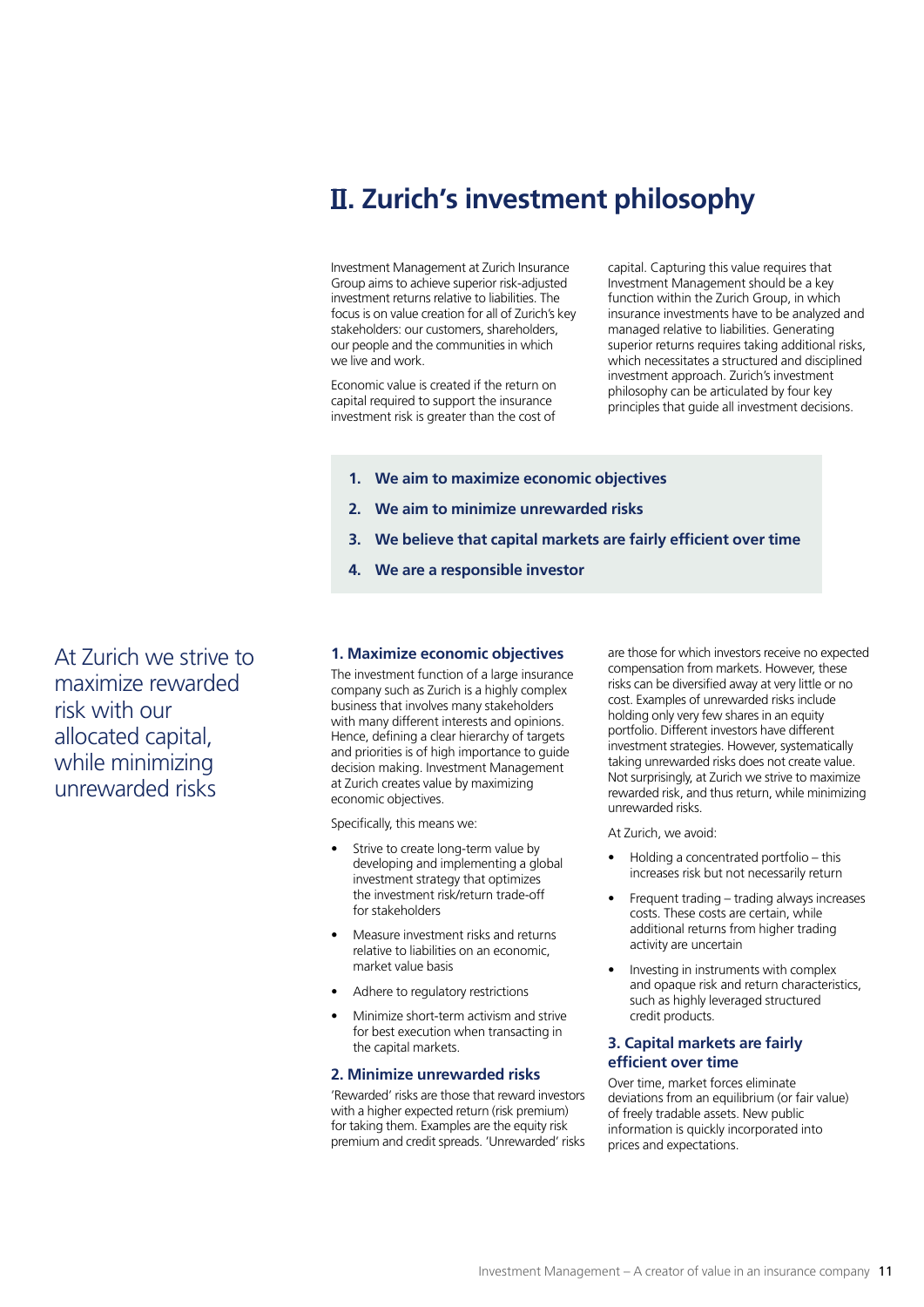# II. Zurich's investment philosophy

Investment Management at Zurich Insurance Group aims to achieve superior risk-adjusted investment returns relative to liabilities. The focus is on value creation for all of Zurich's key stakeholders: our customers, shareholders, our people and the communities in which we live and work.

Economic value is created if the return on capital required to support the insurance investment risk is greater than the cost of capital. Capturing this value requires that Investment Management should be a key function within the Zurich Group, in which insurance investments have to be analyzed and managed relative to liabilities. Generating superior returns requires taking additional risks, which necessitates a structured and disciplined investment approach. Zurich's investment philosophy can be articulated by four key principles that guide all investment decisions.

1. **We aim to maximize economic objectives**
2. **We aim to minimize unrewarded risks**
3. **We believe that capital markets are fairly efficient over time**
4. **We are a responsible investor**

At Zurich we strive to maximize rewarded risk with our allocated capital, while minimizing unrewarded risks

## 1. Maximize economic objectives

The investment function of a large insurance company such as Zurich is a highly complex business that involves many stakeholders with many different interests and opinions. Hence, defining a clear hierarchy of targets and priorities is of high importance to guide decision making. Investment Management at Zurich creates value by maximizing economic objectives.

Specifically, this means we:

- Strive to create long-term value by developing and implementing a global investment strategy that optimizes the investment risk/return trade-off for stakeholders
- Measure investment risks and returns relative to liabilities on an economic, market value basis
- Adhere to regulatory restrictions
- Minimize short-term activism and strive for best execution when transacting in the capital markets.

## 2. Minimize unrewarded risks

'Rewarded' risks are those that reward investors with a higher expected return (risk premium) for taking them. Examples are the equity risk premium and credit spreads. 'Unrewarded' risks are those for which investors receive no expected compensation from markets. However, these risks can be diversified away at very little or no cost. Examples of unrewarded risks include holding only very few shares in an equity portfolio. Different investors have different investment strategies. However, systematically taking unrewarded risks does not create value. Not surprisingly, at Zurich we strive to maximize rewarded risk, and thus return, while minimizing unrewarded risks.

At Zurich, we avoid:

- Holding a concentrated portfolio – this increases risk but not necessarily return
- Frequent trading – trading always increases costs. These costs are certain, while additional returns from higher trading activity are uncertain
- Investing in instruments with complex and opaque risk and return characteristics, such as highly leveraged structured credit products.

## 3. Capital markets are fairly efficient over time

Over time, market forces eliminate deviations from an equilibrium (or fair value) of freely tradable assets. New public information is quickly incorporated into prices and expectations.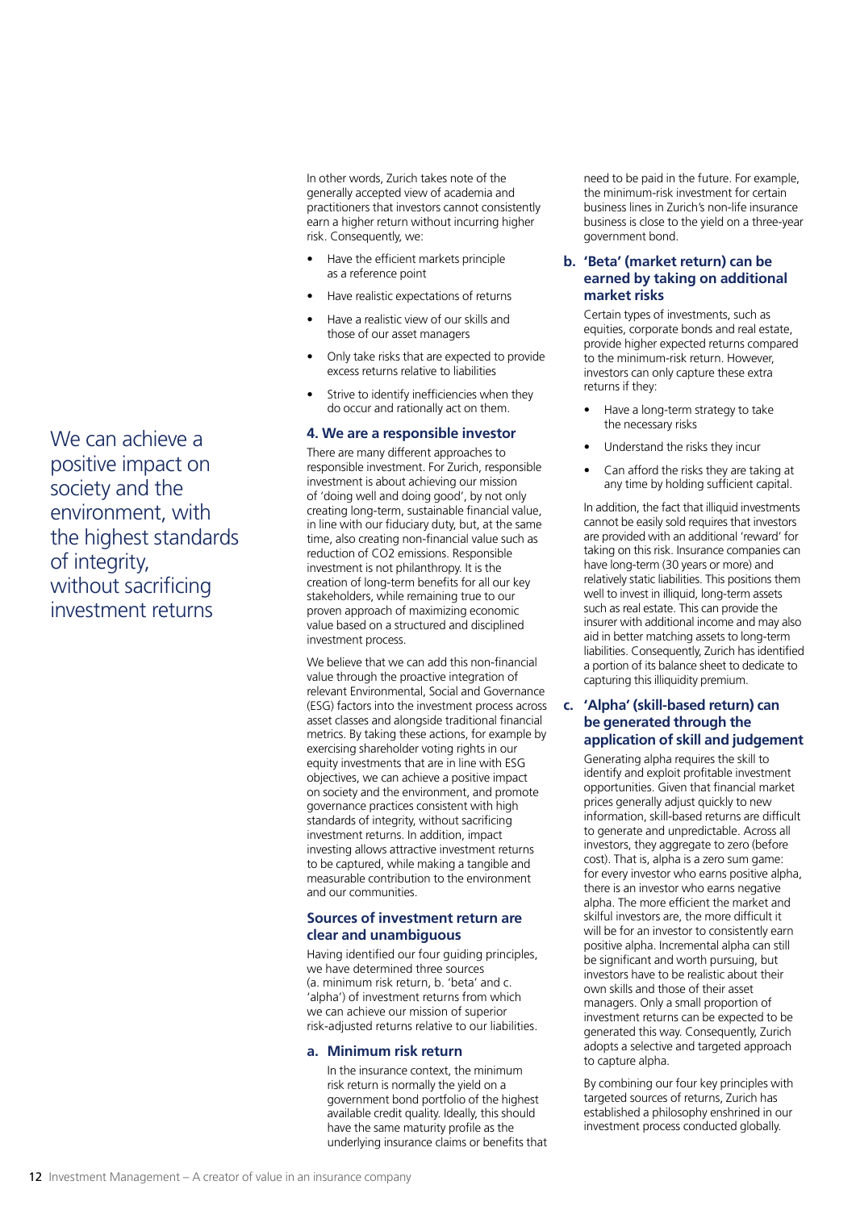We can achieve a positive impact on society and the environment, with the highest standards of integrity, without sacrificing investment returns

In other words, Zurich takes note of the generally accepted view of academia and practitioners that investors cannot consistently earn a higher return without incurring higher risk. Consequently, we:

- Have the efficient markets principle as a reference point
- Have realistic expectations of returns
- Have a realistic view of our skills and those of our asset managers
- Only take risks that are expected to provide excess returns relative to liabilities
- Strive to identify inefficiencies when they do occur and rationally act on them.

### 4. We are a responsible investor

There are many different approaches to responsible investment. For Zurich, responsible investment is about achieving our mission of 'doing well and doing good', by not only creating long-term, sustainable financial value, in line with our fiduciary duty, but, at the same time, also creating non-financial value such as reduction of CO2 emissions. Responsible investment is not philanthropy. It is the creation of long-term benefits for all our key stakeholders, while remaining true to our proven approach of maximizing economic value based on a structured and disciplined investment process.

We believe that we can add this non-financial value through the proactive integration of relevant Environmental, Social and Governance (ESG) factors into the investment process across asset classes and alongside traditional financial metrics. By taking these actions, for example by exercising shareholder voting rights in our equity investments that are in line with ESG objectives, we can achieve a positive impact on society and the environment, and promote governance practices consistent with high standards of integrity, without sacrificing investment returns. In addition, impact investing allows attractive investment returns to be captured, while making a tangible and measurable contribution to the environment and our communities.

## Sources of investment return are clear and unambiguous

Having identified our four guiding principles, we have determined three sources (a. minimum risk return, b. 'beta' and c. 'alpha') of investment returns from which we can achieve our mission of superior risk-adjusted returns relative to our liabilities.

### a. Minimum risk return

In the insurance context, the minimum risk return is normally the yield on a government bond portfolio of the highest available credit quality. Ideally, this should have the same maturity profile as the underlying insurance claims or benefits that need to be paid in the future. For example, the minimum-risk investment for certain business lines in Zurich's non-life insurance business is close to the yield on a three-year government bond.

### b. 'Beta' (market return) can be earned by taking on additional market risks

Certain types of investments, such as equities, corporate bonds and real estate, provide higher expected returns compared to the minimum-risk return. However, investors can only capture these extra returns if they:

- Have a long-term strategy to take the necessary risks
- Understand the risks they incur
- Can afford the risks they are taking at any time by holding sufficient capital.

In addition, the fact that illiquid investments cannot be easily sold requires that investors are provided with an additional 'reward' for taking on this risk. Insurance companies can have long-term (30 years or more) and relatively static liabilities. This positions them well to invest in illiquid, long-term assets such as real estate. This can provide the insurer with additional income and may also aid in better matching assets to long-term liabilities. Consequently, Zurich has identified a portion of its balance sheet to dedicate to capturing this illiquidity premium.

### c. 'Alpha' (skill-based return) can be generated through the application of skill and judgement

Generating alpha requires the skill to identify and exploit profitable investment opportunities. Given that financial market prices generally adjust quickly to new information, skill-based returns are difficult to generate and unpredictable. Across all investors, they aggregate to zero (before cost). That is, alpha is a zero sum game: for every investor who earns positive alpha, there is an investor who earns negative alpha. The more efficient the market and skilful investors are, the more difficult it will be for an investor to consistently earn positive alpha. Incremental alpha can still be significant and worth pursuing, but investors have to be realistic about their own skills and those of their asset managers. Only a small proportion of investment returns can be expected to be generated this way. Consequently, Zurich adopts a selective and targeted approach to capture alpha.

By combining our four key principles with targeted sources of returns, Zurich has established a philosophy enshrined in our investment process conducted globally.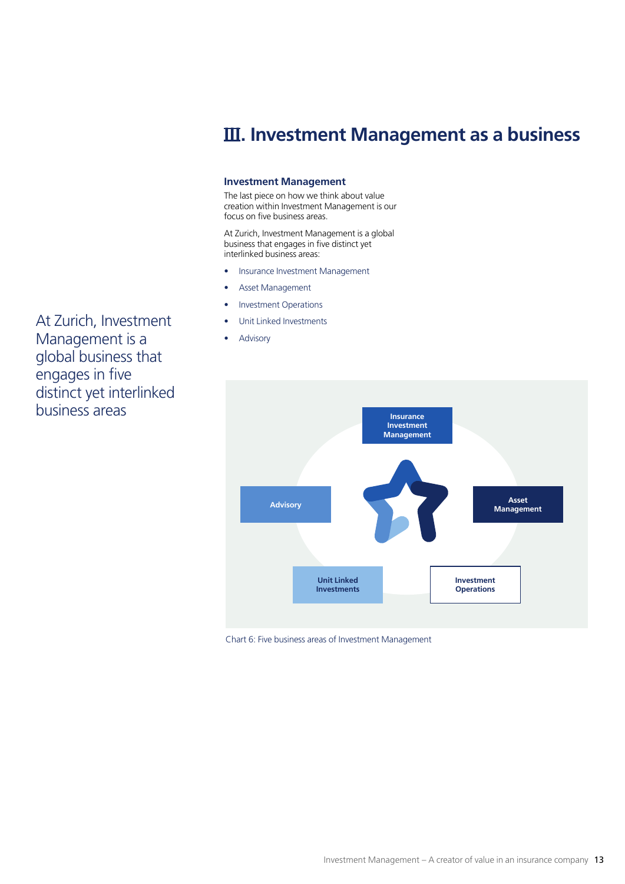# III. Investment Management as a business

At Zurich, Investment Management is a global business that engages in five distinct yet interlinked business areas

## Investment Management

The last piece on how we think about value creation within Investment Management is our focus on five business areas.

At Zurich, Investment Management is a global business that engages in five distinct yet interlinked business areas:

- Insurance Investment Management
- Asset Management
- Investment Operations
- Unit Linked Investments
- Advisory

Insurance Investment Management

Advisory

Asset Management

Unit Linked Investments

Investment Operations

Chart 6: Five business areas of Investment Management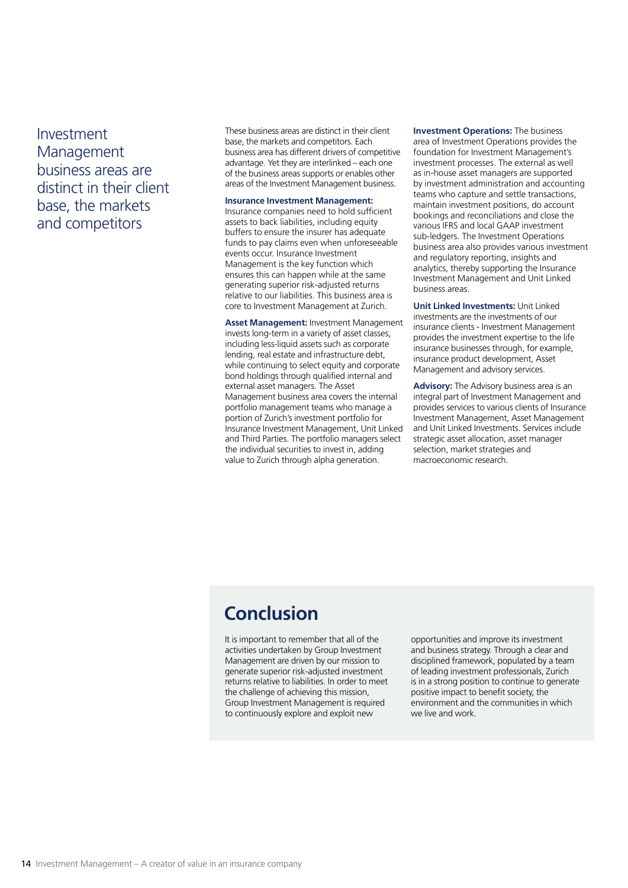Investment Management business areas are distinct in their client base, the markets and competitors

These business areas are distinct in their client base, the markets and competitors. Each business area has different drivers of competitive advantage. Yet they are interlinked – each one of the business areas supports or enables other areas of the Investment Management business.

**Insurance Investment Management:** Insurance companies need to hold sufficient assets to back liabilities, including equity buffers to ensure the insurer has adequate funds to pay claims even when unforeseeable events occur. Insurance Investment Management is the key function which ensures this can happen while at the same generating superior risk-adjusted returns relative to our liabilities. This business area is core to Investment Management at Zurich.

**Asset Management:** Investment Management invests long-term in a variety of asset classes, including less-liquid assets such as corporate lending, real estate and infrastructure debt, while continuing to select equity and corporate bond holdings through qualified internal and external asset managers. The Asset Management business area covers the internal portfolio management teams who manage a portion of Zurich's investment portfolio for Insurance Investment Management, Unit Linked and Third Parties. The portfolio managers select the individual securities to invest in, adding value to Zurich through alpha generation.

**Investment Operations:** The business area of Investment Operations provides the foundation for Investment Management's investment processes. The external as well as in-house asset managers are supported by investment administration and accounting teams who capture and settle transactions, maintain investment positions, do account bookings and reconciliations and close the various IFRS and local GAAP investment sub-ledgers. The Investment Operations business area also provides various investment and regulatory reporting, insights and analytics, thereby supporting the Insurance Investment Management and Unit Linked business areas.

**Unit Linked Investments:** Unit Linked investments are the investments of our insurance clients - Investment Management provides the investment expertise to the life insurance businesses through, for example, insurance product development, Asset Management and advisory services.

**Advisory:** The Advisory business area is an integral part of Investment Management and provides services to various clients of Insurance Investment Management, Asset Management and Unit Linked Investments. Services include strategic asset allocation, asset manager selection, market strategies and macroeconomic research.

## Conclusion

It is important to remember that all of the activities undertaken by Group Investment Management are driven by our mission to generate superior risk-adjusted investment returns relative to liabilities. In order to meet the challenge of achieving this mission, Group Investment Management is required to continuously explore and exploit new opportunities and improve its investment and business strategy. Through a clear and disciplined framework, populated by a team of leading investment professionals, Zurich is in a strong position to continue to generate positive impact to benefit society, the environment and the communities in which we live and work.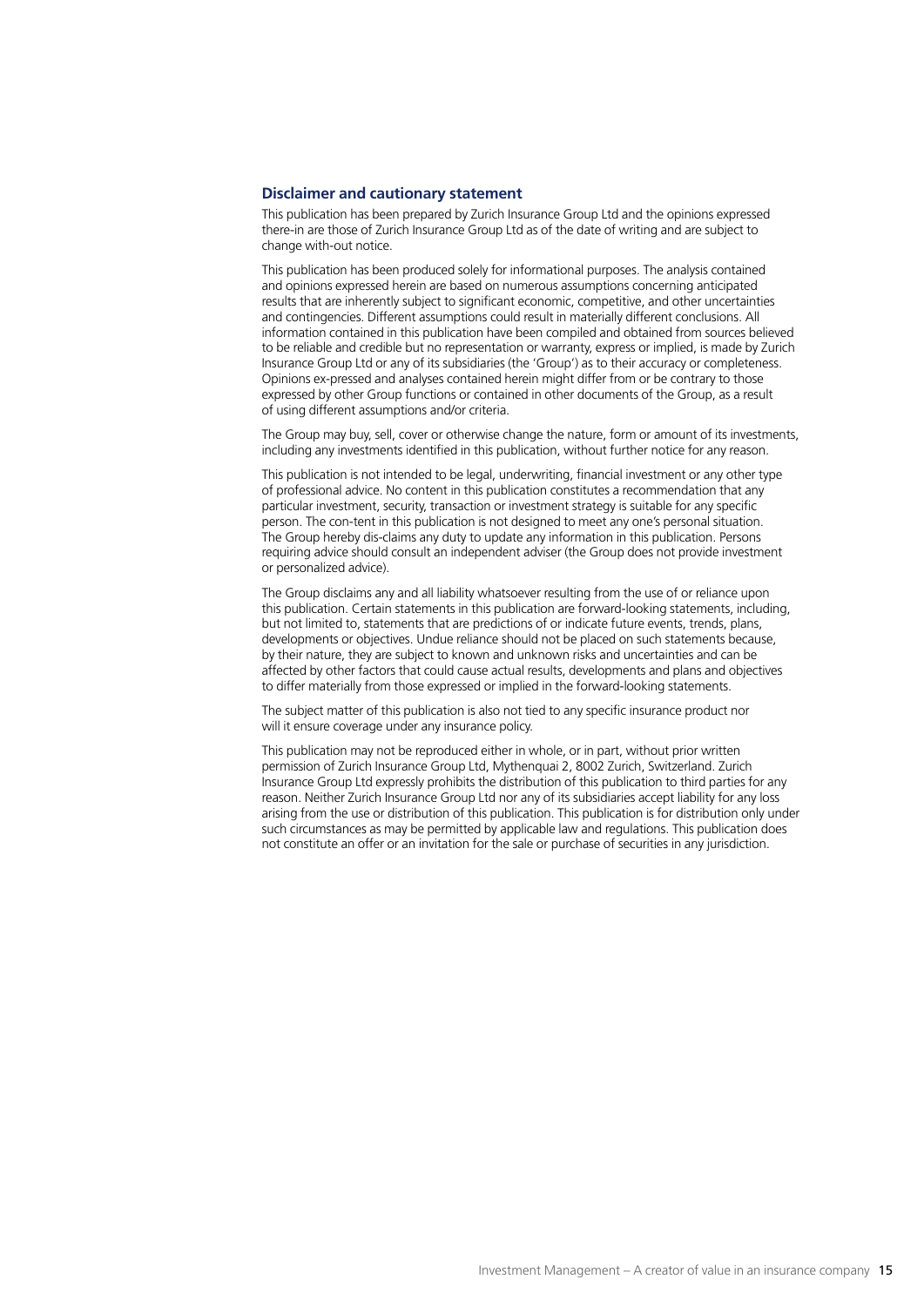## Disclaimer and cautionary statement

This publication has been prepared by Zurich Insurance Group Ltd and the opinions expressed there-in are those of Zurich Insurance Group Ltd as of the date of writing and are subject to change with-out notice.

This publication has been produced solely for informational purposes. The analysis contained and opinions expressed herein are based on numerous assumptions concerning anticipated results that are inherently subject to significant economic, competitive, and other uncertainties and contingencies. Different assumptions could result in materially different conclusions. All information contained in this publication have been compiled and obtained from sources believed to be reliable and credible but no representation or warranty, express or implied, is made by Zurich Insurance Group Ltd or any of its subsidiaries (the 'Group') as to their accuracy or completeness. Opinions ex-pressed and analyses contained herein might differ from or be contrary to those expressed by other Group functions or contained in other documents of the Group, as a result of using different assumptions and/or criteria.

The Group may buy, sell, cover or otherwise change the nature, form or amount of its investments, including any investments identified in this publication, without further notice for any reason.

This publication is not intended to be legal, underwriting, financial investment or any other type of professional advice. No content in this publication constitutes a recommendation that any particular investment, security, transaction or investment strategy is suitable for any specific person. The con-tent in this publication is not designed to meet any one's personal situation. The Group hereby dis-claims any duty to update any information in this publication. Persons requiring advice should consult an independent adviser (the Group does not provide investment or personalized advice).

The Group disclaims any and all liability whatsoever resulting from the use of or reliance upon this publication. Certain statements in this publication are forward-looking statements, including, but not limited to, statements that are predictions of or indicate future events, trends, plans, developments or objectives. Undue reliance should not be placed on such statements because, by their nature, they are subject to known and unknown risks and uncertainties and can be affected by other factors that could cause actual results, developments and plans and objectives to differ materially from those expressed or implied in the forward-looking statements.

The subject matter of this publication is also not tied to any specific insurance product nor will it ensure coverage under any insurance policy.

This publication may not be reproduced either in whole, or in part, without prior written permission of Zurich Insurance Group Ltd, Mythenquai 2, 8002 Zurich, Switzerland. Zurich Insurance Group Ltd expressly prohibits the distribution of this publication to third parties for any reason. Neither Zurich Insurance Group Ltd nor any of its subsidiaries accept liability for any loss arising from the use or distribution of this publication. This publication is for distribution only under such circumstances as may be permitted by applicable law and regulations. This publication does not constitute an offer or an invitation for the sale or purchase of securities in any jurisdiction.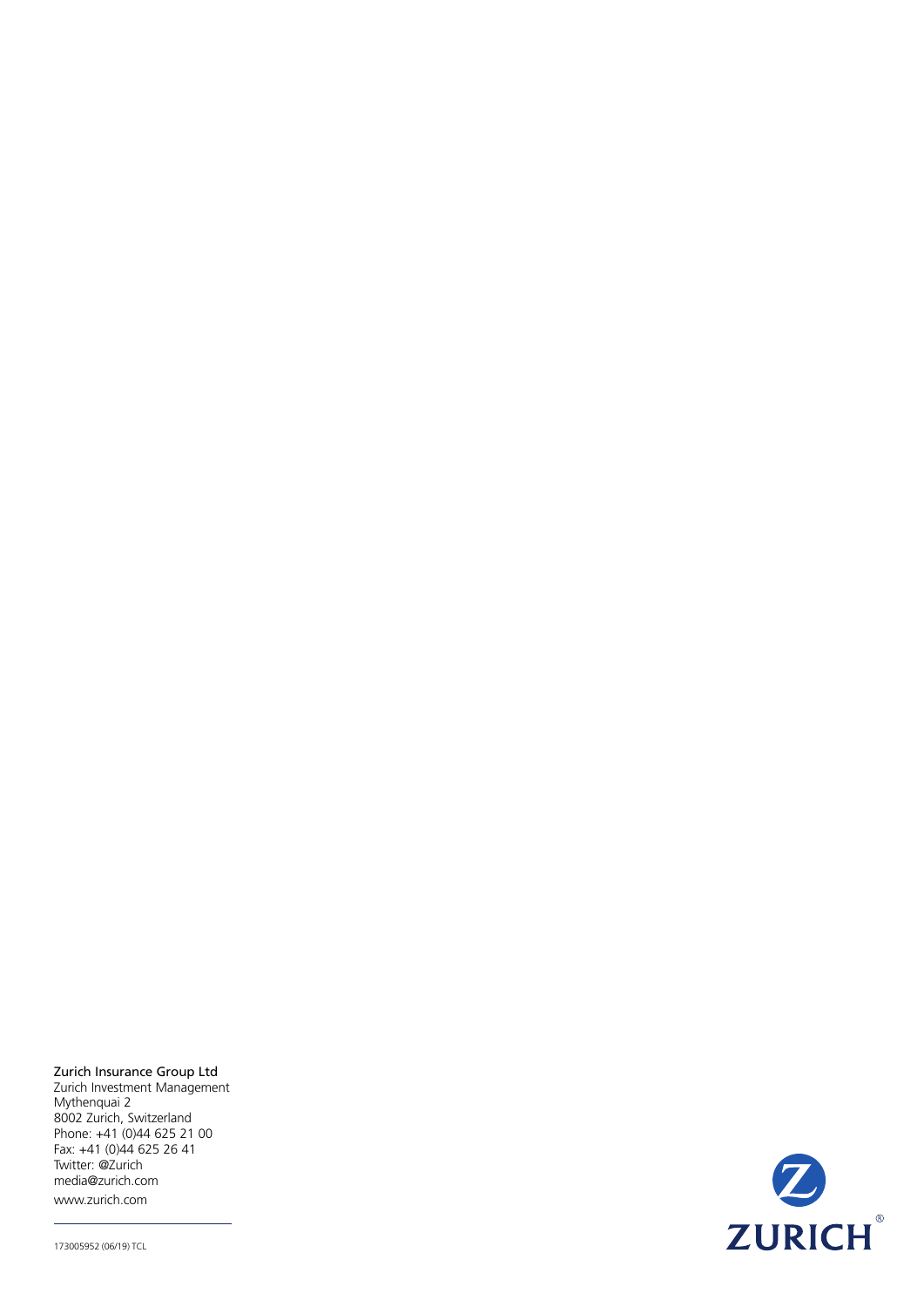**Zurich Insurance Group Ltd**
Zurich Investment Management
Mythenquai 2
8002 Zurich, Switzerland
Phone: +41 (0)44 625 21 00
Fax: +41 (0)44 625 26 41
Twitter: @Zurich
media@zurich.com
www.zurich.com

173005952 (06/19) TCL

ZURICH®